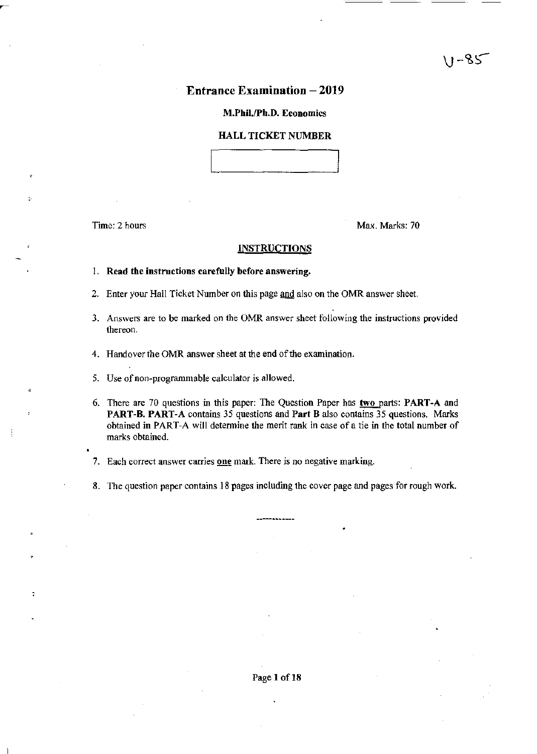U-85

# Entrance Examination – 2019

**M.Phil./Ph.D. Economics**

**HALL TICKET NUMBER**

Time: 2 hours

Max. Marks: 70

## INSTRUCTIONS

1. **Read the instructions carefully before answering.**
2. Enter your Hall Ticket Number on this page and also on the OMR answer sheet.
3. Answers are to be marked on the OMR answer sheet following the instructions provided thereon.
4. Handover the OMR answer sheet at the end of the examination.
5. Use of non-programmable calculator is allowed.
6. There are 70 questions in this paper: The Question Paper has **two** parts: **PART-A** and **PART-B. PART-A** contains 35 questions and **Part B** also contains 35 questions. Marks obtained **in** PART-A will determine the merit rank in case of a tie in the total number of marks obtained.
7. Each correct answer carries **one** mark. There is no negative marking.
8. The question paper contains 18 pages including the cover page and pages for rough work.

------------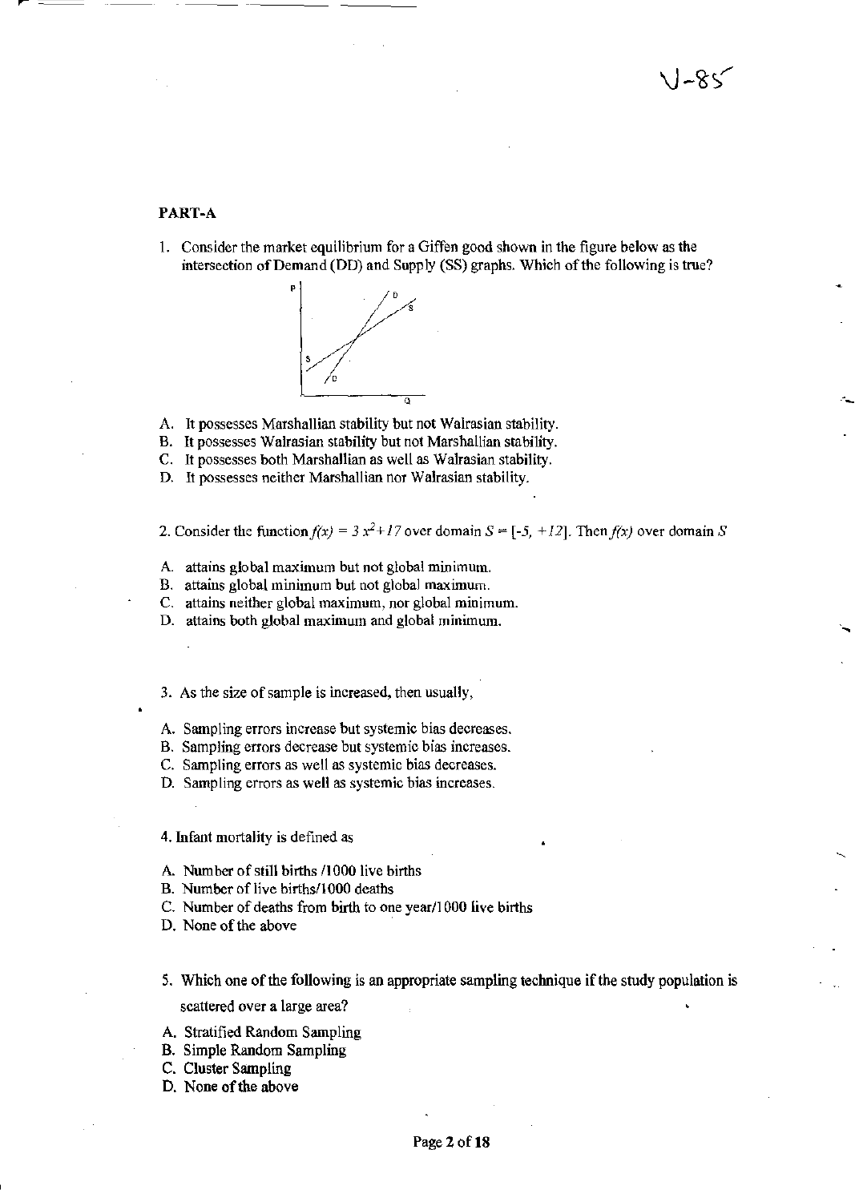## PART-A

1. Consider the market equilibrium for a Giffen good shown in the figure below as the intersection of Demand (DD) and Supply (SS) graphs. Which of the following is true?

A. It possesses Marshallian stability but not Walrasian stability.
B. It possesses Walrasian stability but not Marshallian stability.
C. It possesses both Marshallian as well as Walrasian stability.
D. It possesses neither Marshallian nor Walrasian stability.

2. Consider the function $f(x) = 3x^2 + 17$ over domain $S = [-5, +12]$. Then $f(x)$ over domain $S$

A. attains global maximum but not global minimum.
B. attains global minimum but not global maximum.
C. attains neither global maximum, nor global minimum.
D. attains both global maximum and global minimum.

3. As the size of sample is increased, then usually,

A. Sampling errors increase but systemic bias decreases.
B. Sampling errors decrease but systemic bias increases.
C. Sampling errors as well as systemic bias decreases.
D. Sampling errors as well as systemic bias increases.

4. Infant mortality is defined as

A. Number of still births /1000 live births
B. Number of live births/1000 deaths
C. Number of deaths from birth to one year/1000 live births
D. None of the above

5. Which one of the following is an appropriate sampling technique if the study population is scattered over a large area?

A. Stratified Random Sampling
B. Simple Random Sampling
C. Cluster Sampling
D. None of the above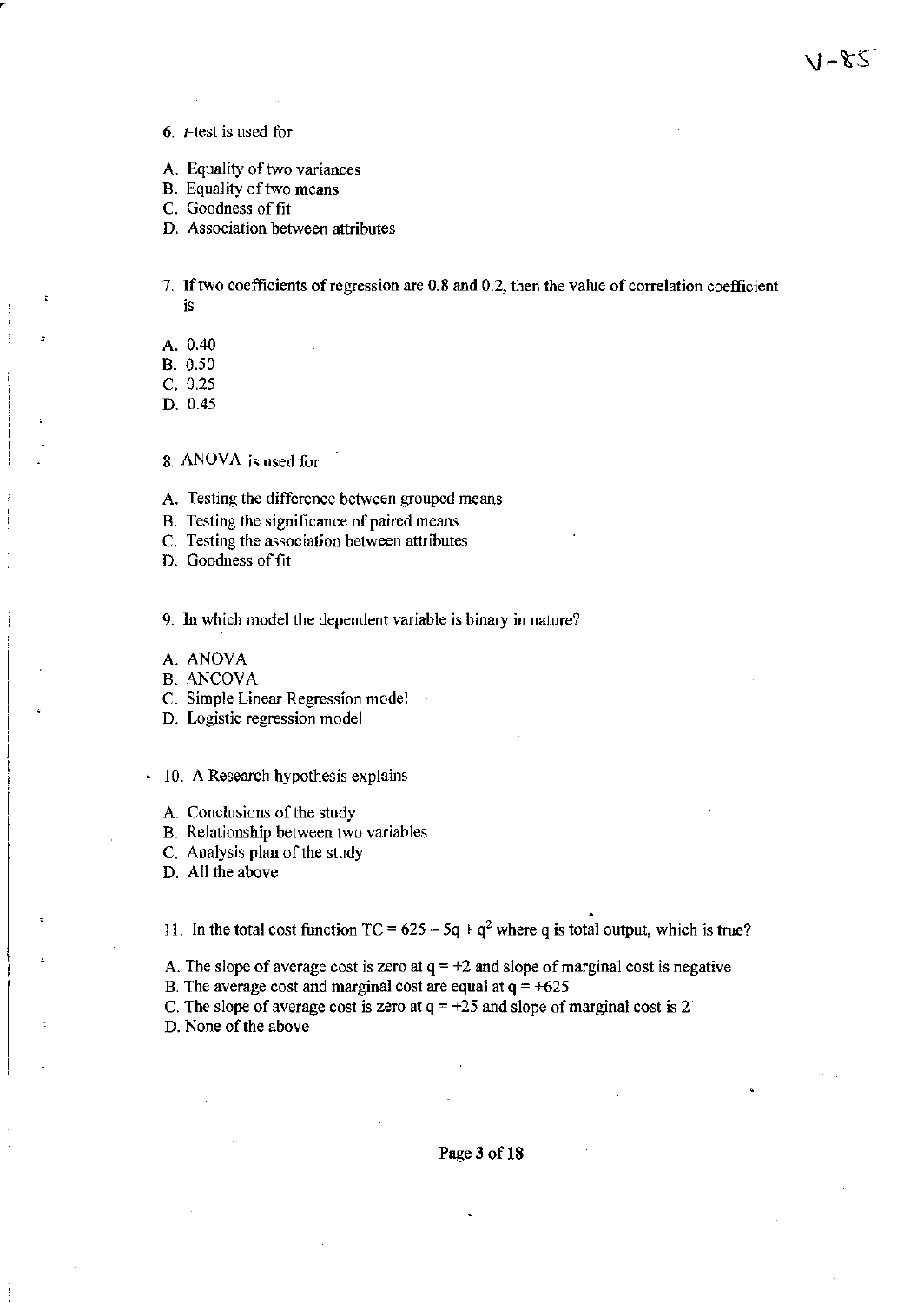6. $t$-test is used for

A. Equality of two variances
B. Equality of two means
C. Goodness of fit
D. Association between attributes

7. If two coefficients of regression are 0.8 and 0.2, then the value of correlation coefficient is

A. 0.40
B. 0.50
C. 0.25
D. 0.45

8. ANOVA is used for

A. Testing the difference between grouped means
B. Testing the significance of paired means
C. Testing the association between attributes
D. Goodness of fit

9. In which model the dependent variable is binary in nature?

A. ANOVA
B. ANCOVA
C. Simple Linear Regression model
D. Logistic regression model

10. A Research hypothesis explains

A. Conclusions of the study
B. Relationship between two variables
C. Analysis plan of the study
D. All the above

11. In the total cost function $TC = 625 - 5q + q^2$ where q is total output, which is true?

A. The slope of average cost is zero at $q = +2$ and slope of marginal cost is negative
B. The average cost and marginal cost are equal at $q = +625$
C. The slope of average cost is zero at $q = +25$ and slope of marginal cost is 2
D. None of the above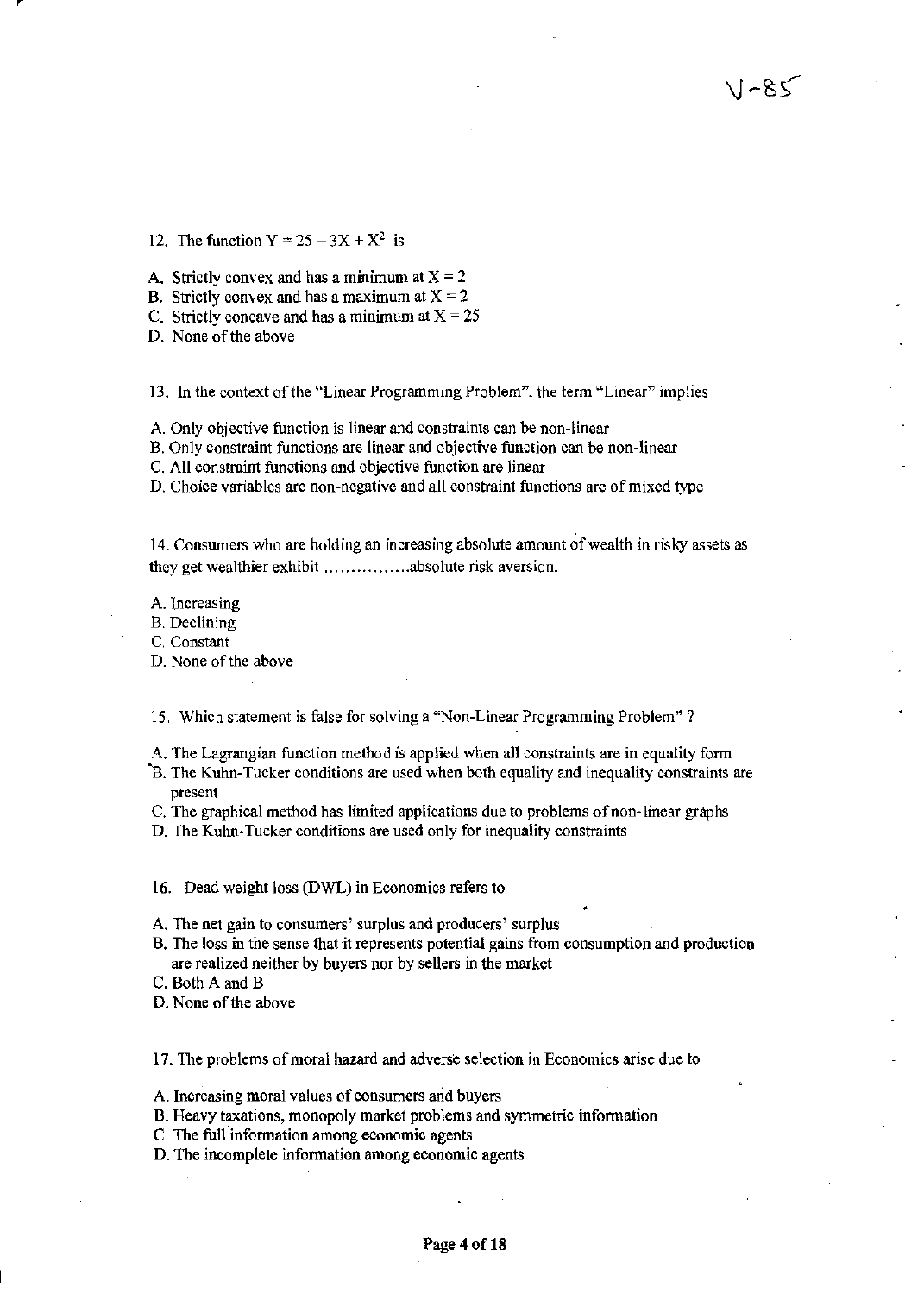V-85

12. The function $Y = 25 - 3X + X^2$ is

A. Strictly convex and has a minimum at $X = 2$
B. Strictly convex and has a maximum at $X = 2$
C. Strictly concave and has a minimum at $X = 25$
D. None of the above

13. In the context of the "Linear Programming Problem", the term "Linear" implies

A. Only objective function is linear and constraints can be non-linear
B. Only constraint functions are linear and objective function can be non-linear
C. All constraint functions and objective function are linear
D. Choice variables are non-negative and all constraint functions are of mixed type

14. Consumers who are holding an increasing absolute amount of wealth in risky assets as they get wealthier exhibit ................absolute risk aversion.

A. Increasing
B. Declining
C. Constant
D. None of the above

15. Which statement is false for solving a "Non-Linear Programming Problem" ?

A. The Lagrangian function method is applied when all constraints are in equality form
B. The Kuhn-Tucker conditions are used when both equality and inequality constraints are present
C. The graphical method has limited applications due to problems of non-linear graphs
D. The Kuhn-Tucker conditions are used only for inequality constraints

16. Dead weight loss (DWL) in Economics refers to

A. The net gain to consumers' surplus and producers' surplus
B. The loss in the sense that it represents potential gains from consumption and production are realized neither by buyers nor by sellers in the market
C. Both A and B
D. None of the above

17. The problems of moral hazard and adverse selection in Economics arise due to

A. Increasing moral values of consumers and buyers
B. Heavy taxations, monopoly market problems and symmetric information
C. The full information among economic agents
D. The incomplete information among economic agents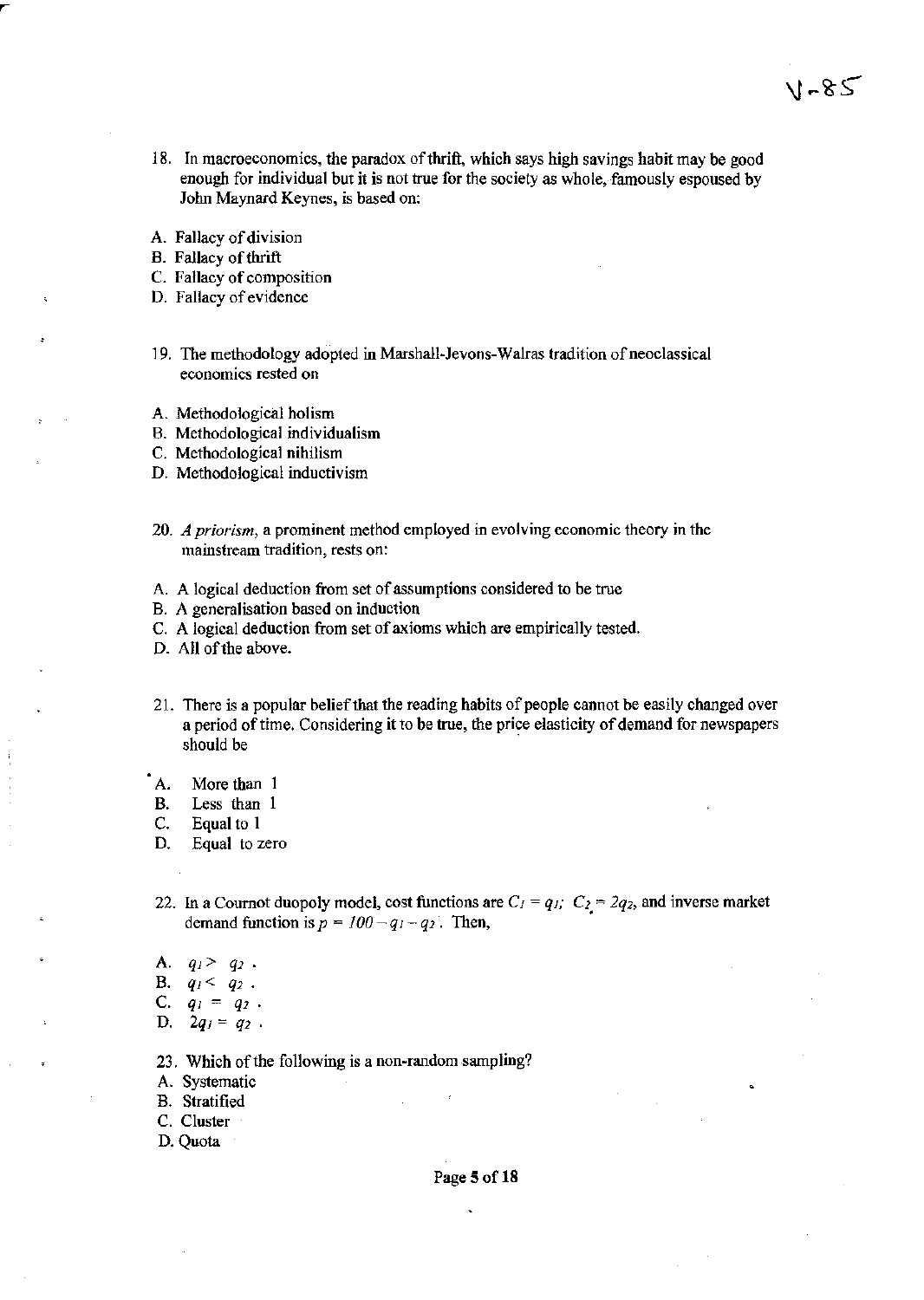18. In macroeconomics, the paradox of thrift, which says high savings habit may be good enough for individual but it is not true for the society as whole, famously espoused by John Maynard Keynes, is based on:

A. Fallacy of division
B. Fallacy of thrift
C. Fallacy of composition
D. Fallacy of evidence

19. The methodology adopted in Marshall-Jevons-Walras tradition of neoclassical economics rested on

A. Methodological holism
B. Methodological individualism
C. Methodological nihilism
D. Methodological inductivism

20. *A priorism*, a prominent method employed in evolving economic theory in the mainstream tradition, rests on:

A. A logical deduction from set of assumptions considered to be true
B. A generalisation based on induction
C. A logical deduction from set of axioms which are empirically tested.
D. All of the above.

21. There is a popular belief that the reading habits of people cannot be easily changed over a period of time. Considering it to be true, the price elasticity of demand for newspapers should be

A. More than 1
B. Less than 1
C. Equal to 1
D. Equal to zero

22. In a Cournot duopoly model, cost functions are $C_1 = q_1$; $C_2 = 2q_2$, and inverse market demand function is $p = 100 - q_1 - q_2$. Then,

A. $q_1 > q_2$ .
B. $q_1 < q_2$ .
C. $q_1 = q_2$ .
D. $2q_1 = q_2$ .

23. Which of the following is a non-random sampling?
A. Systematic
B. Stratified
C. Cluster
D. Quota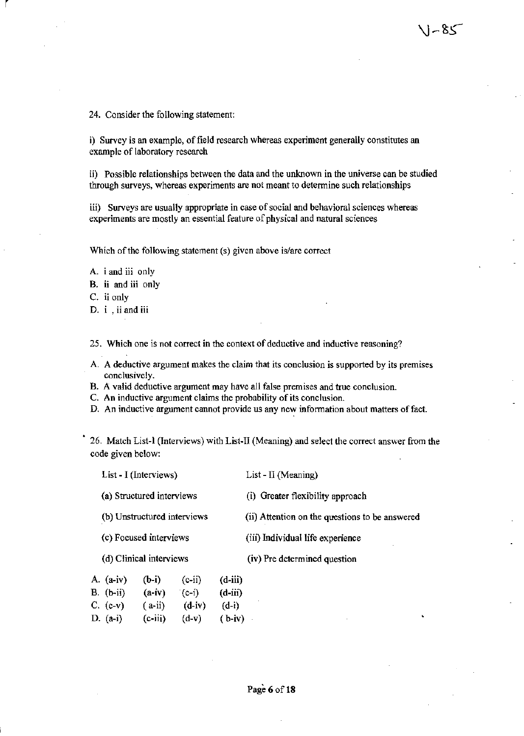24. Consider the following statement:

i) Survey is an example, of field research whereas experiment generally constitutes an example of laboratory research

ii) Possible relationships between the data and the unknown in the universe can be studied through surveys, whereas experiments are not meant to determine such relationships

iii) Surveys are usually appropriate in case of social and behavioral sciences whereas experiments are mostly an essential feature of physical and natural sciences

Which of the following statement (s) given above is/are correct

A. i and iii only
B. ii and iii only
C. ii only
D. i , ii and iii

25. **Which one is not correct in the context of deductive and inductive reasoning?**

A. A deductive argument makes the claim that its conclusion is supported by its premises conclusively.
B. A valid deductive argument may have all false premises and true conclusion.
C. An inductive argument claims the probability of its conclusion.
D. An inductive argument cannot provide us any new information about matters of fact.

26. Match List-I (Interviews) with List-II (Meaning) and select the correct answer from the code given below:

| List - I (Interviews) | List - II (Meaning) |
|---|---|
| (a) Structured interviews | (i) Greater flexibility approach |
| (b) Unstructured interviews | (ii) Attention on the questions to be answered |
| (c) Focused interviews | (iii) Individual life experience |
| (d) Clinical interviews | (iv) Pre determined question |

A. (a-iv) (b-i) (c-ii) (d-iii)
B. (b-ii) (a-iv) (c-i) (d-iii)
C. (c-v) ( a-ii) (d-iv) (d-i)
D. (a-i) (c-iii) (d-v) ( b-iv)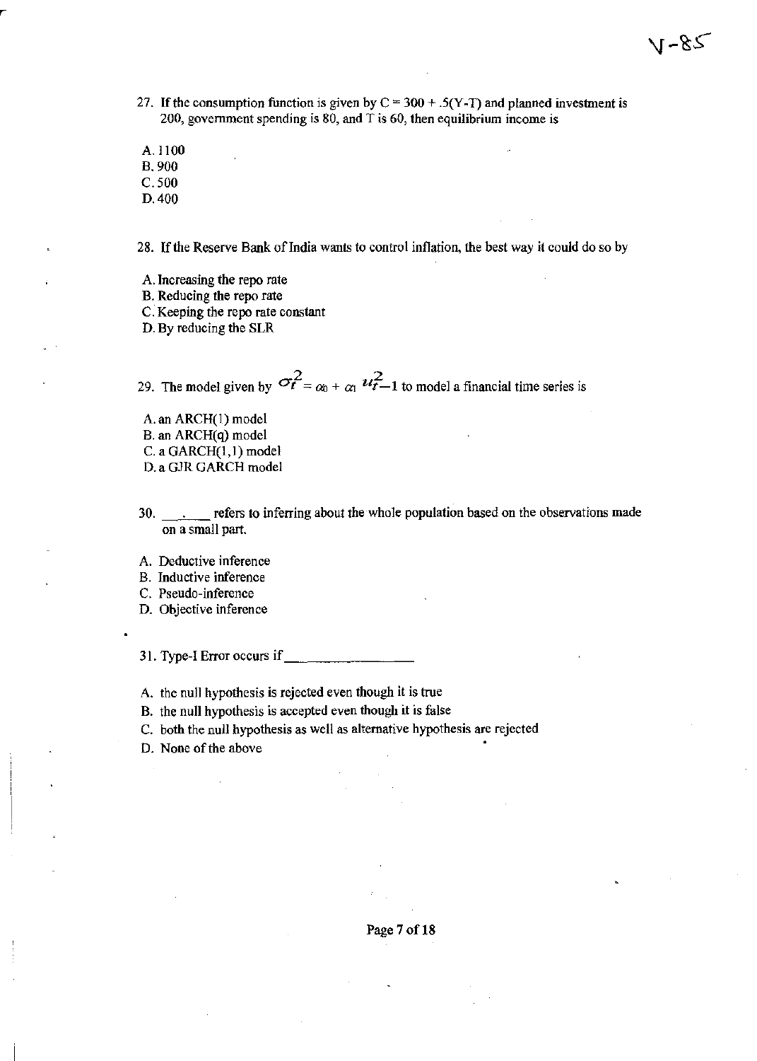27. If the consumption function is given by C = 300 + .5(Y-T) and planned investment is 200, government spending is 80, and T is 60, then equilibrium income is

A. 1100
B. 900
C. 500
D. 400

28. If the Reserve Bank of India wants to control inflation, the best way it could do so by

A. Increasing the repo rate
B. Reducing the repo rate
C. Keeping the repo rate constant
D. By reducing the SLR

29. The model given by $\sigma_t^2 = \alpha_0 + \alpha_1 u_{t-1}^2$ to model a financial time series is

A. an ARCH(1) model
B. an ARCH(q) model
C. a GARCH(1,1) model
D. a GJR GARCH model

30. ______ refers to inferring about the whole population based on the observations made on a small part.

A. Deductive inference
B. Inductive inference
C. Pseudo-inference
D. Objective inference

31. Type-I Error occurs if ________________

A. the null hypothesis is rejected even though it is true
B. the null hypothesis is accepted even though it is false
C. both the null hypothesis as well as alternative hypothesis are rejected
D. None of the above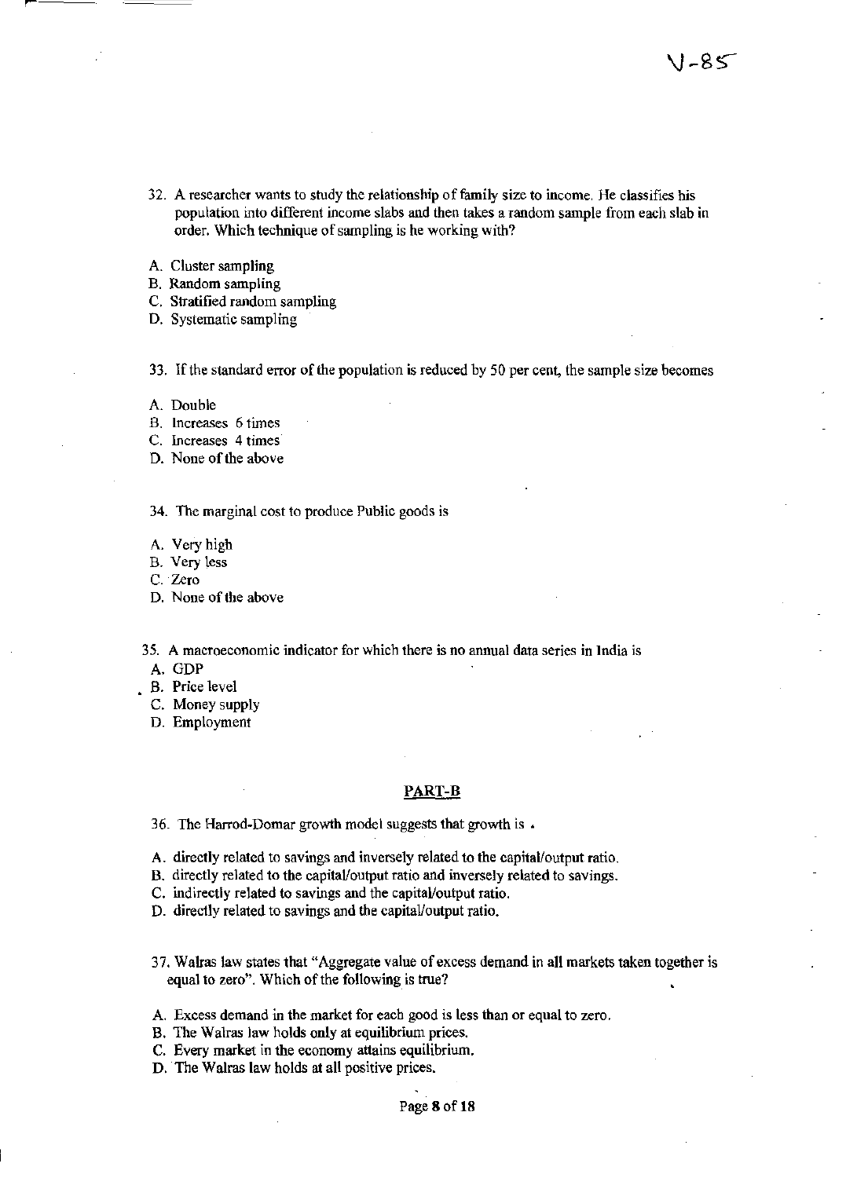32. A researcher wants to study the relationship of family size to income. He classifies his population into different income slabs and then takes a random sample from each slab in order. Which technique of sampling is he working with?

A. Cluster sampling
B. Random sampling
C. Stratified random sampling
D. Systematic sampling

33. If the standard error of the population is reduced by 50 per cent, the sample size becomes

A. Double
B. Increases 6 times
C. Increases 4 times
D. None of the above

34. The marginal cost to produce Public goods is

A. Very high
B. Very less
C. Zero
D. None of the above

35. A macroeconomic indicator for which there is no annual data series in India is

A. GDP
B. Price level
C. Money supply
D. Employment

## PART-B

36. The Harrod-Domar growth model suggests that growth is .

A. directly related to savings and inversely related to the capital/output ratio.
B. directly related to the capital/output ratio and inversely related to savings.
C. indirectly related to savings and the capital/output ratio.
D. directly related to savings and the capital/output ratio.

37. Walras law states that "Aggregate value of excess demand in all markets taken together is equal to zero". Which of the following is true?

A. Excess demand in the market for each good is less than or equal to zero.
B. The Walras law holds only at equilibrium prices.
C. Every market in the economy attains equilibrium.
D. The Walras law holds at all positive prices.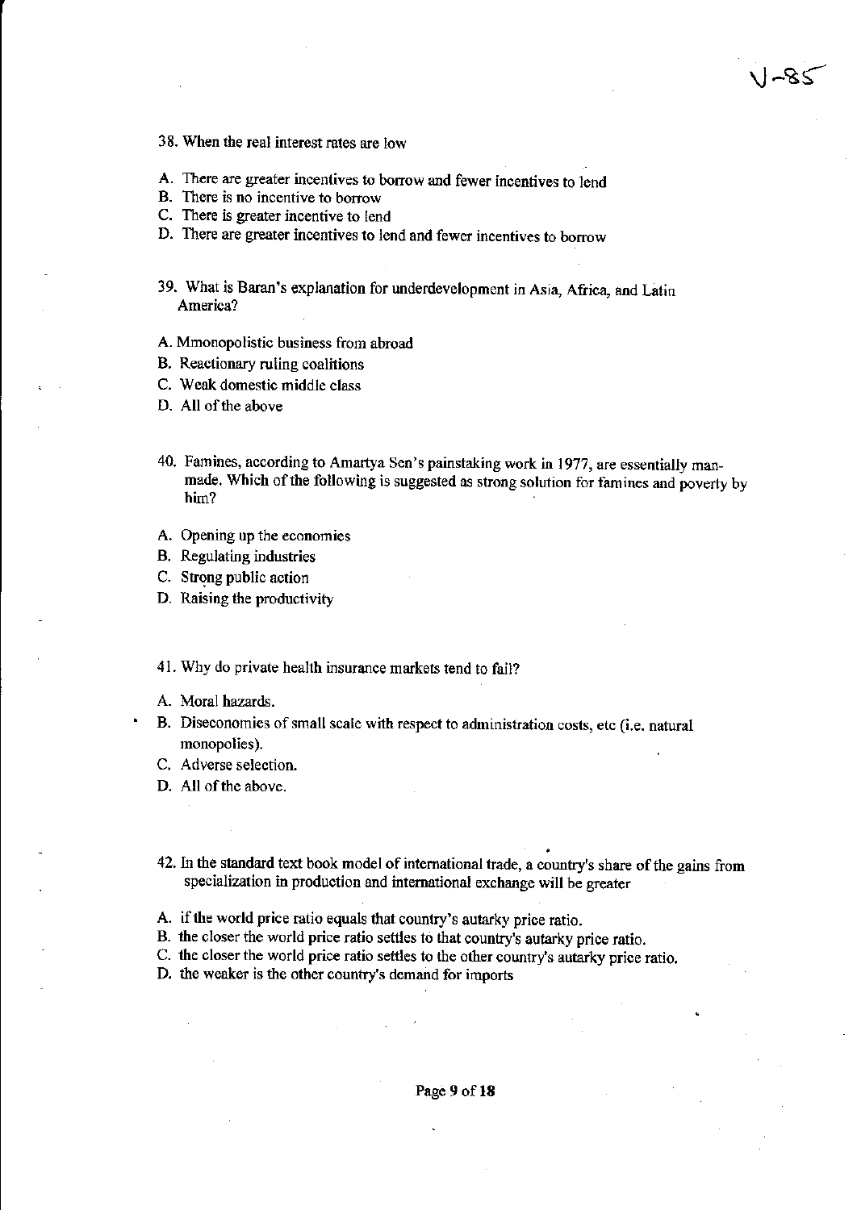V-85

38. When the real interest rates are low

A. There are greater incentives to borrow and fewer incentives to lend
B. There is no incentive to borrow
C. There is greater incentive to lend
D. There are greater incentives to lend and fewer incentives to borrow

39. What is Baran's explanation for underdevelopment in Asia, Africa, and Latin America?

A. Mmonopolistic business from abroad
B. Reactionary ruling coalitions
C. Weak domestic middle class
D. All of the above

40. Famines, according to Amartya Sen's painstaking work in 1977, are essentially man-made. Which of the following is suggested as strong solution for famines and poverty by him?

A. Opening up the economies
B. Regulating industries
C. Strong public action
D. Raising the productivity

41. Why do private health insurance markets tend to fail?

A. Moral hazards.
B. Diseconomies of small scale with respect to administration costs, etc (i.e. natural monopolies).
C. Adverse selection.
D. All of the above.

42. In the standard text book model of international trade, a country's share of the gains from specialization in production and international exchange will be greater

A. if the world price ratio equals that country's autarky price ratio.
B. the closer the world price ratio settles to that country's autarky price ratio.
C. the closer the world price ratio settles to the other country's autarky price ratio.
D. the weaker is the other country's demand for imports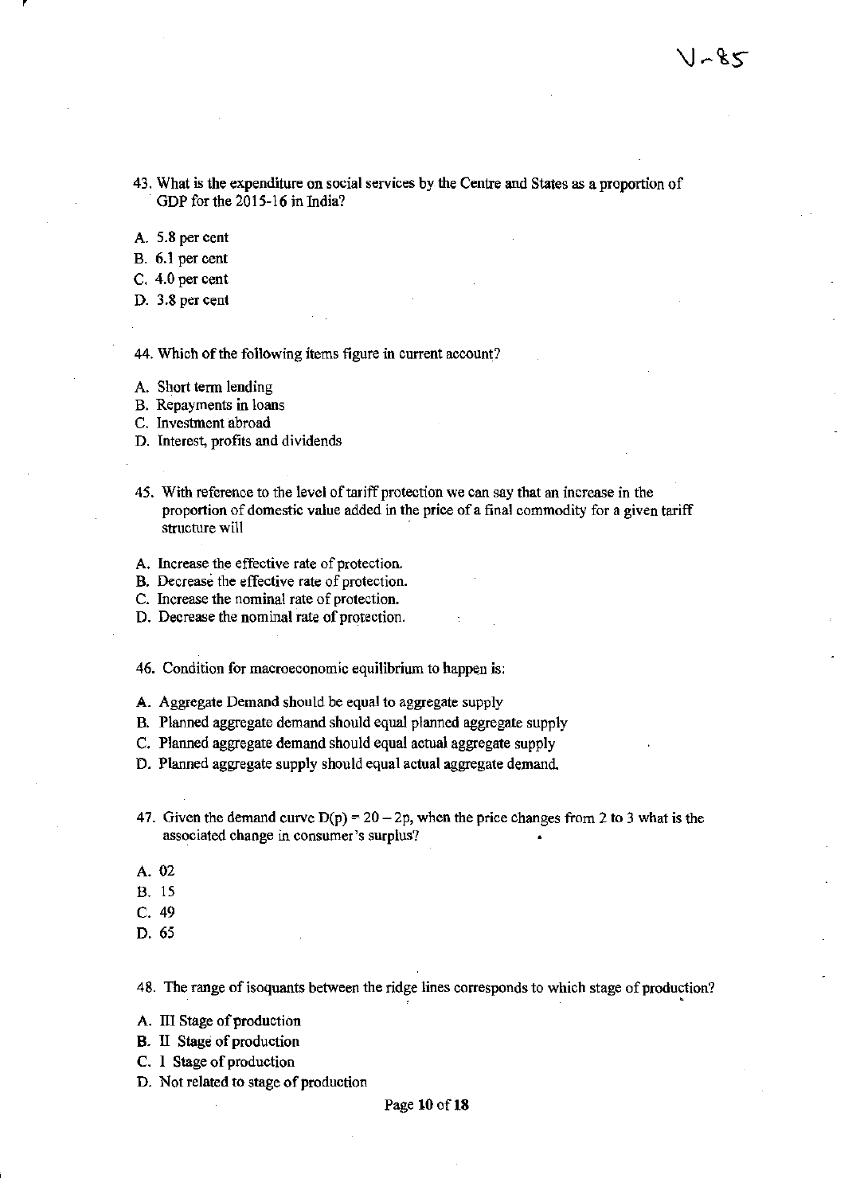43. What is the expenditure on social services by the Centre and States as a proportion of GDP for the 2015-16 in India?

A. 5.8 per cent
B. 6.1 per cent
C. 4.0 per cent
D. 3.8 per cent

44. Which of the following items figure in current account?

A. Short term lending
B. Repayments in loans
C. Investment abroad
D. Interest, profits and dividends

45. With reference to the level of tariff protection we can say that an increase in the proportion of domestic value added in the price of a final commodity for a given tariff structure will

A. Increase the effective rate of protection.
B. Decrease the effective rate of protection.
C. Increase the nominal rate of protection.
D. Decrease the nominal rate of protection.

46. Condition for macroeconomic equilibrium to happen is:

A. Aggregate Demand should be equal to aggregate supply
B. Planned aggregate demand should equal planned aggregate supply
C. Planned aggregate demand should equal actual aggregate supply
D. Planned aggregate supply should equal actual aggregate demand.

47. Given the demand curve $D(p) = 20 - 2p$, when the price changes from 2 to 3 what is the associated change in consumer's surplus?

A. 02
B. 15
C. 49
D. 65

48. The range of isoquants between the ridge lines corresponds to which stage of production?

A. III Stage of production
B. II Stage of production
C. I Stage of production
D. Not related to stage of production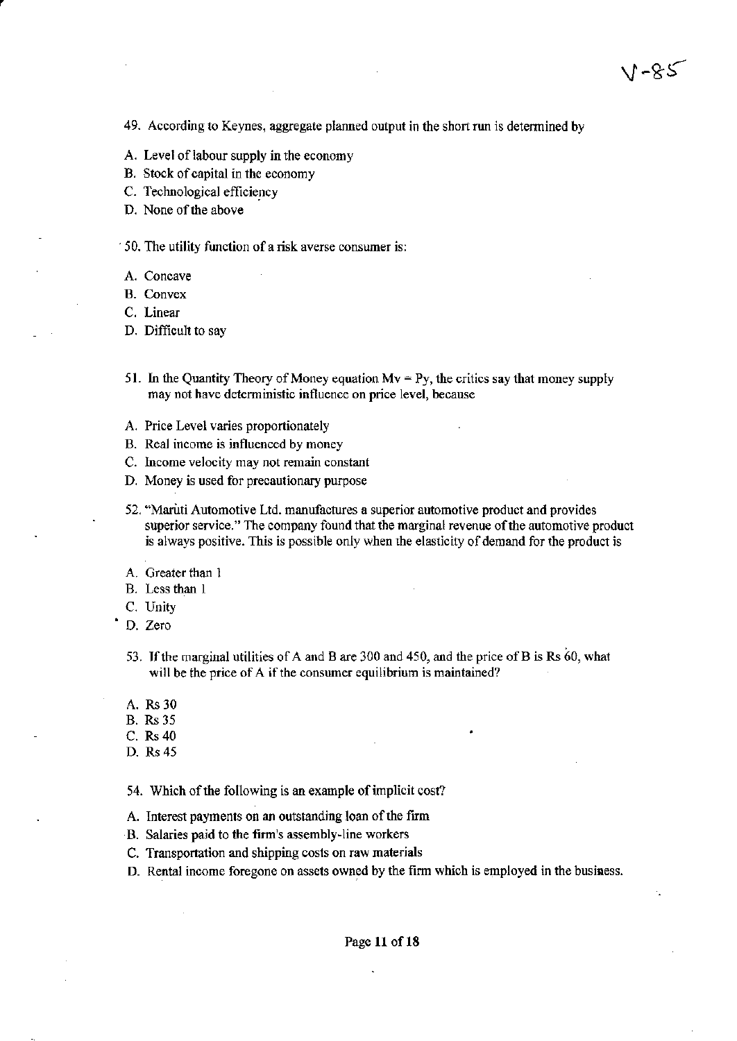V-85

49. According to Keynes, aggregate planned output in the short run is determined by

A. Level of labour supply in the economy
B. Stock of capital in the economy
C. Technological efficiency
D. None of the above

50. The utility function of a risk averse consumer is:

A. Concave
B. Convex
C. Linear
D. Difficult to say

51. In the Quantity Theory of Money equation $Mv = Py$, the critics say that money supply may not have deterministic influence on price level, because

A. Price Level varies proportionately
B. Real income is influenced by money
C. Income velocity may not remain constant
D. Money is used for precautionary purpose

52. "Maruti Automotive Ltd. manufactures a superior automotive product and provides superior service." The company found that the marginal revenue of the automotive product is always positive. This is possible only when the elasticity of demand for the product is

A. Greater than 1
B. Less than 1
C. Unity
D. Zero

53. If the marginal utilities of A and B are 300 and 450, and the price of B is Rs 60, what will be the price of A if the consumer equilibrium is maintained?

A. Rs 30
B. Rs 35
C. Rs 40
D. Rs 45

54. Which of the following is an example of implicit cost?

A. Interest payments on an outstanding loan of the firm
B. Salaries paid to the firm's assembly-line workers
C. Transportation and shipping costs on raw materials
D. Rental income foregone on assets owned by the firm which is employed in the business.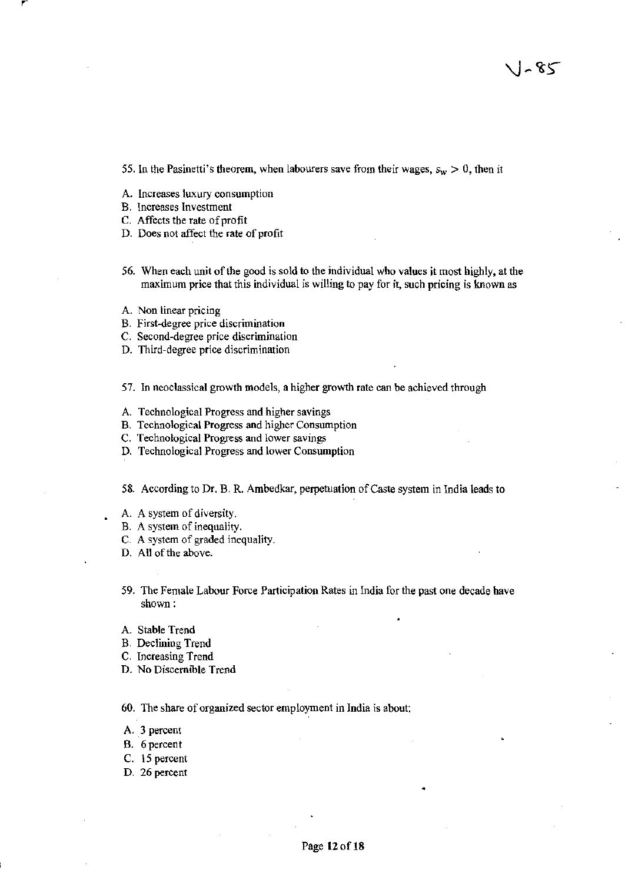55. In the Pasinetti's theorem, when labourers save from their wages, $s_w > 0$, then it

A. Increases luxury consumption
B. Increases Investment
C. Affects the rate of profit
D. Does not affect the rate of profit

56. When each unit of the good is sold to the individual who values it most highly, at the maximum price that this individual is willing to pay for it, such pricing is known as

A. Non linear pricing
B. First-degree price discrimination
C. Second-degree price discrimination
D. Third-degree price discrimination

57. In neoclassical growth models, a higher growth rate can be achieved through

A. Technological Progress and higher savings
B. Technological Progress and higher Consumption
C. Technological Progress and lower savings
D. Technological Progress and lower Consumption

58. According to Dr. B. R. Ambedkar, perpetuation of Caste system in India leads to

A. A system of diversity.
B. A system of inequality.
C. A system of graded inequality.
D. All of the above.

59. The Female Labour Force Participation Rates in India for the past one decade have shown :

A. Stable Trend
B. Declining Trend
C. Increasing Trend
D. No Discernible Trend

60. The share of organized sector employment in India is about:

A. 3 percent
B. 6 percent
C. 15 percent
D. 26 percent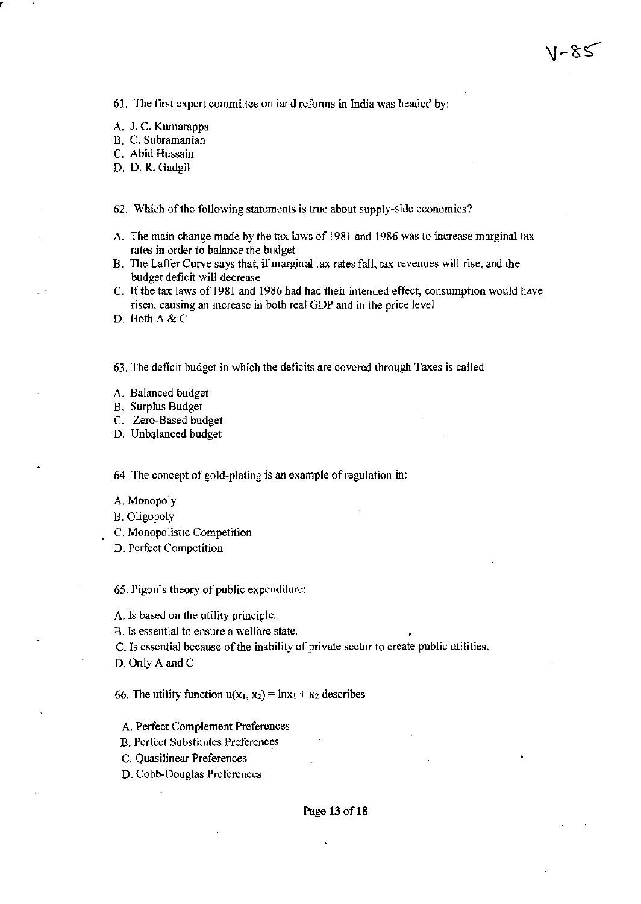61. The first expert committee on land reforms in India was headed by:

A. J. C. Kumarappa
B. C. Subramanian
C. Abid Hussain
D. D. R. Gadgil

62. Which of the following statements is true about supply-side economics?

A. The main change made by the tax laws of 1981 and 1986 was to increase marginal tax rates in order to balance the budget
B. The Laffer Curve says that, if marginal tax rates fall, tax revenues will rise, and the budget deficit will decrease
C. If the tax laws of 1981 and 1986 had had their intended effect, consumption would have risen, causing an increase in both real GDP and in the price level
D. Both A & C

63. The deficit budget in which the deficits are covered through Taxes is called

A. Balanced budget
B. Surplus Budget
C. Zero-Based budget
D. Unbalanced budget

64. The concept of gold-plating is an example of regulation in:

A. Monopoly
B. Oligopoly
C. Monopolistic Competition
D. Perfect Competition

65. Pigou's theory of public expenditure:

A. Is based on the utility principle.
B. Is essential to ensure a welfare state.
C. Is essential because of the inability of private sector to create public utilities.
D. Only A and C

66. The utility function $u(x_1, x_2) = \ln x_1 + x_2$ describes

A. Perfect Complement Preferences
B. Perfect Substitutes Preferences
C. Quasilinear Preferences
D. Cobb-Douglas Preferences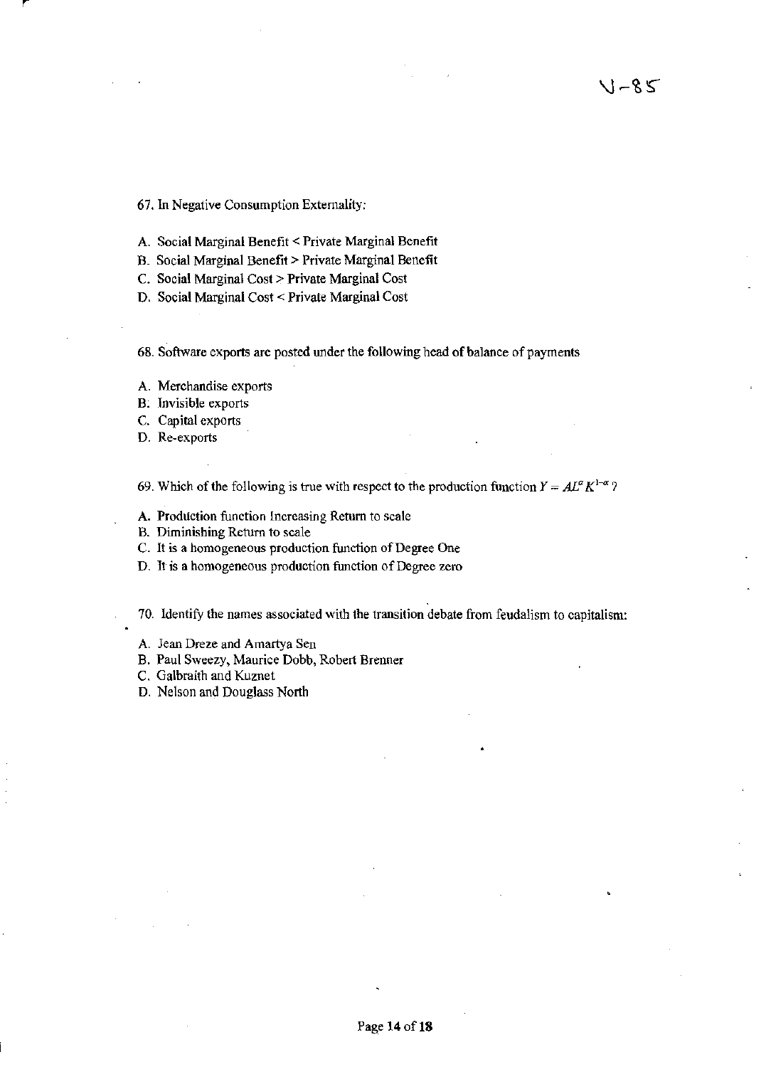67. In Negative Consumption Externality:

A. Social Marginal Benefit < Private Marginal Benefit
B. Social Marginal Benefit > Private Marginal Benefit
C. Social Marginal Cost > Private Marginal Cost
D. Social Marginal Cost < Private Marginal Cost

68. Software exports are posted under the following head of balance of payments

A. Merchandise exports
B. Invisible exports
C. Capital exports
D. Re-exports

69. Which of the following is true with respect to the production function $Y = AL^{\alpha}K^{1-\alpha}$?

A. Production function Increasing Return to scale
B. Diminishing Return to scale
C. It is a homogeneous production function of Degree One
D. It is a homogeneous production function of Degree zero

70. Identify the names associated with the transition debate from feudalism to capitalism:

A. Jean Dreze and Amartya Sen
B. Paul Sweezy, Maurice Dobb, Robert Brenner
C. Galbraith and Kuznet
D. Nelson and Douglass North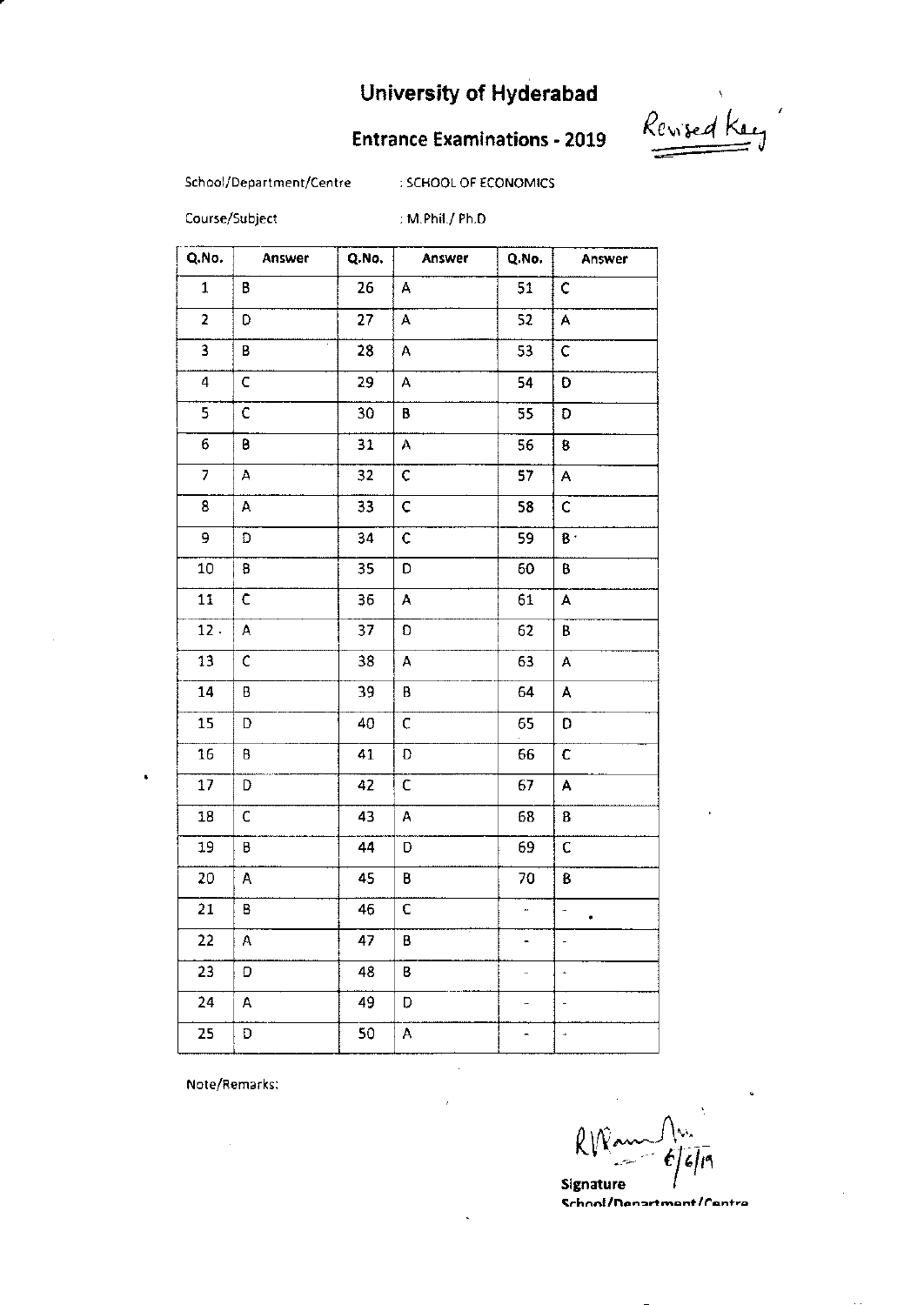# University of Hyderabad

## Entrance Examinations - 2019

*Revised Key*

School/Department/Centre : SCHOOL OF ECONOMICS

Course/Subject : M.Phil./ Ph.D

| Q.No. | Answer | Q.No. | Answer | Q.No. | Answer |
|---|---|---|---|---|---|
| 1 | B | 26 | A | 51 | C |
| 2 | D | 27 | A | 52 | A |
| 3 | B | 28 | A | 53 | C |
| 4 | C | 29 | A | 54 | D |
| 5 | C | 30 | B | 55 | D |
| 6 | B | 31 | A | 56 | B |
| 7 | A | 32 | C | 57 | A |
| 8 | A | 33 | C | 58 | C |
| 9 | D | 34 | C | 59 | B |
| 10 | B | 35 | D | 60 | B |
| 11 | C | 36 | A | 61 | A |
| 12. | A | 37 | D | 62 | B |
| 13 | C | 38 | A | 63 | A |
| 14 | B | 39 | B | 64 | A |
| 15 | D | 40 | C | 65 | D |
| 16 | B | 41 | D | 66 | C |
| 17 | D | 42 | C | 67 | A |
| 18 | C | 43 | A | 68 | B |
| 19 | B | 44 | D | 69 | C |
| 20 | A | 45 | B | 70 | B |
| 21 | B | 46 | C | - | - |
| 22 | A | 47 | B | - | - |
| 23 | D | 48 | B | - | - |
| 24 | A | 49 | D | - | - |
| 25 | D | 50 | A | - | - |

Note/Remarks:

6/6/19

Signature

School/Department/Centre